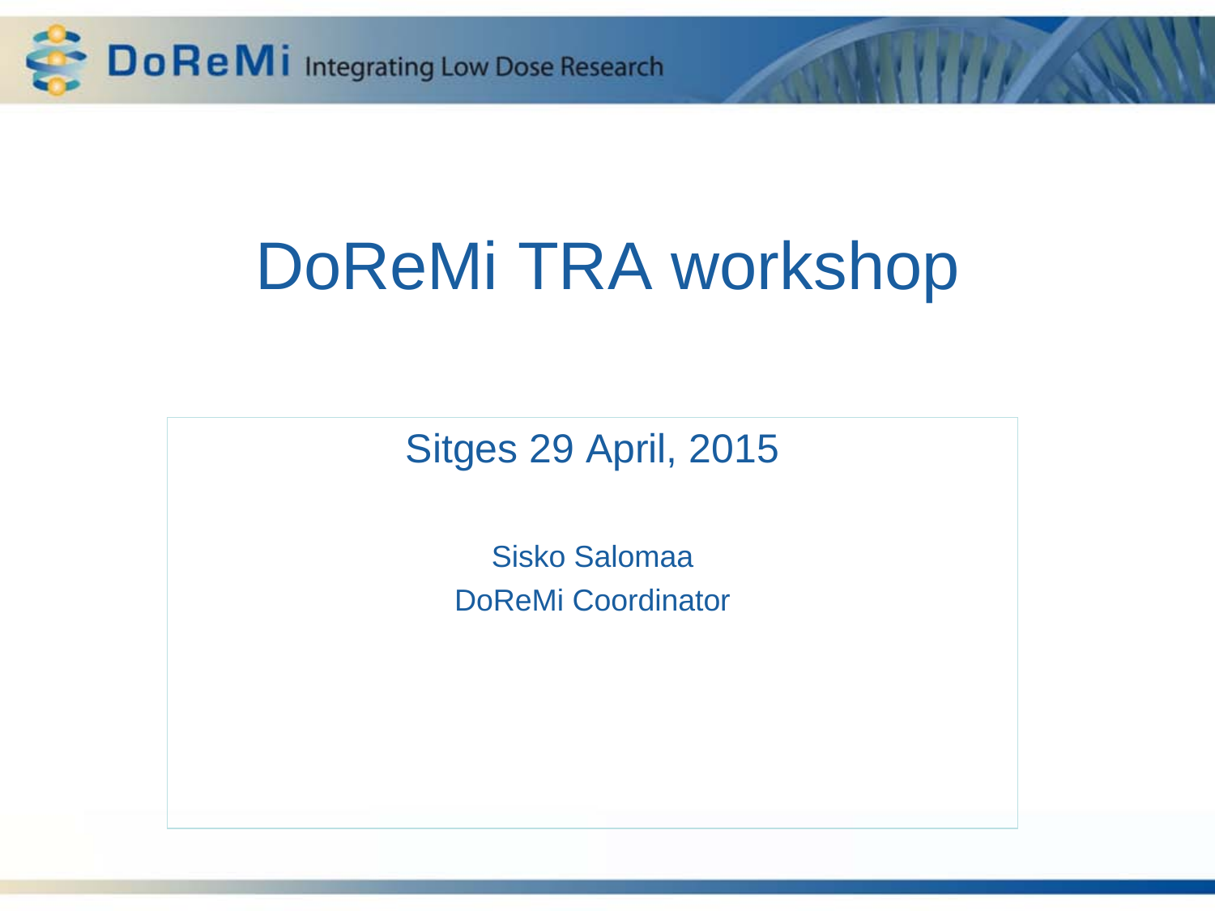DoReMi Integrating Low Dose Research

# DoReMi TRA workshop

Sitges 29 April, 2015

Sisko Salomaa

DoReMi Coordinator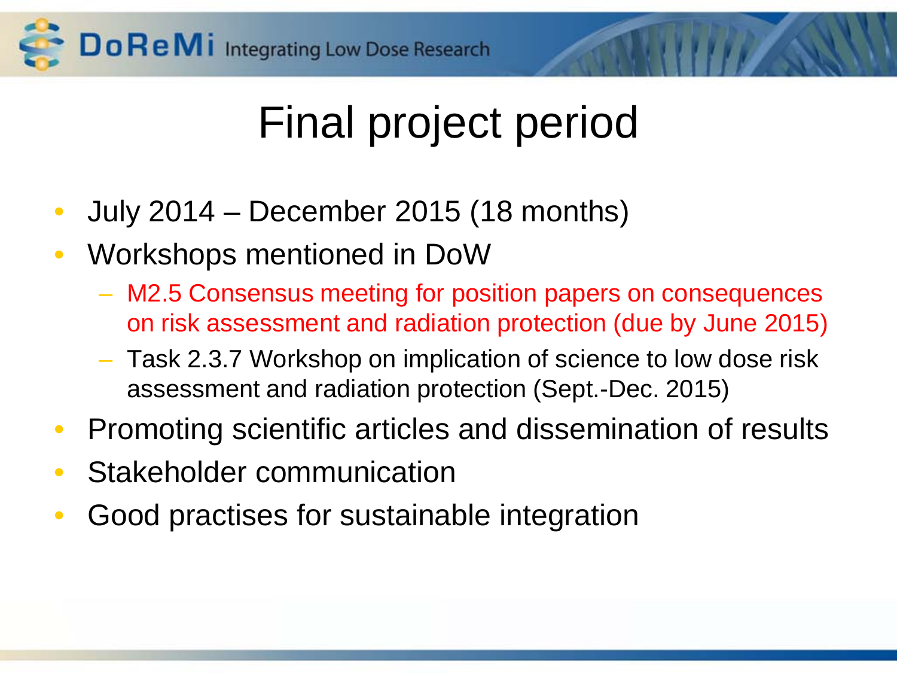# Final project period

- July 2014 – December 2015 (18 months)
- Workshops mentioned in DoW
  - M2.5 Consensus meeting for position papers on consequences on risk assessment and radiation protection (due by June 2015)
  - Task 2.3.7 Workshop on implication of science to low dose risk assessment and radiation protection (Sept.-Dec. 2015)
- Promoting scientific articles and dissemination of results
- Stakeholder communication
- Good practises for sustainable integration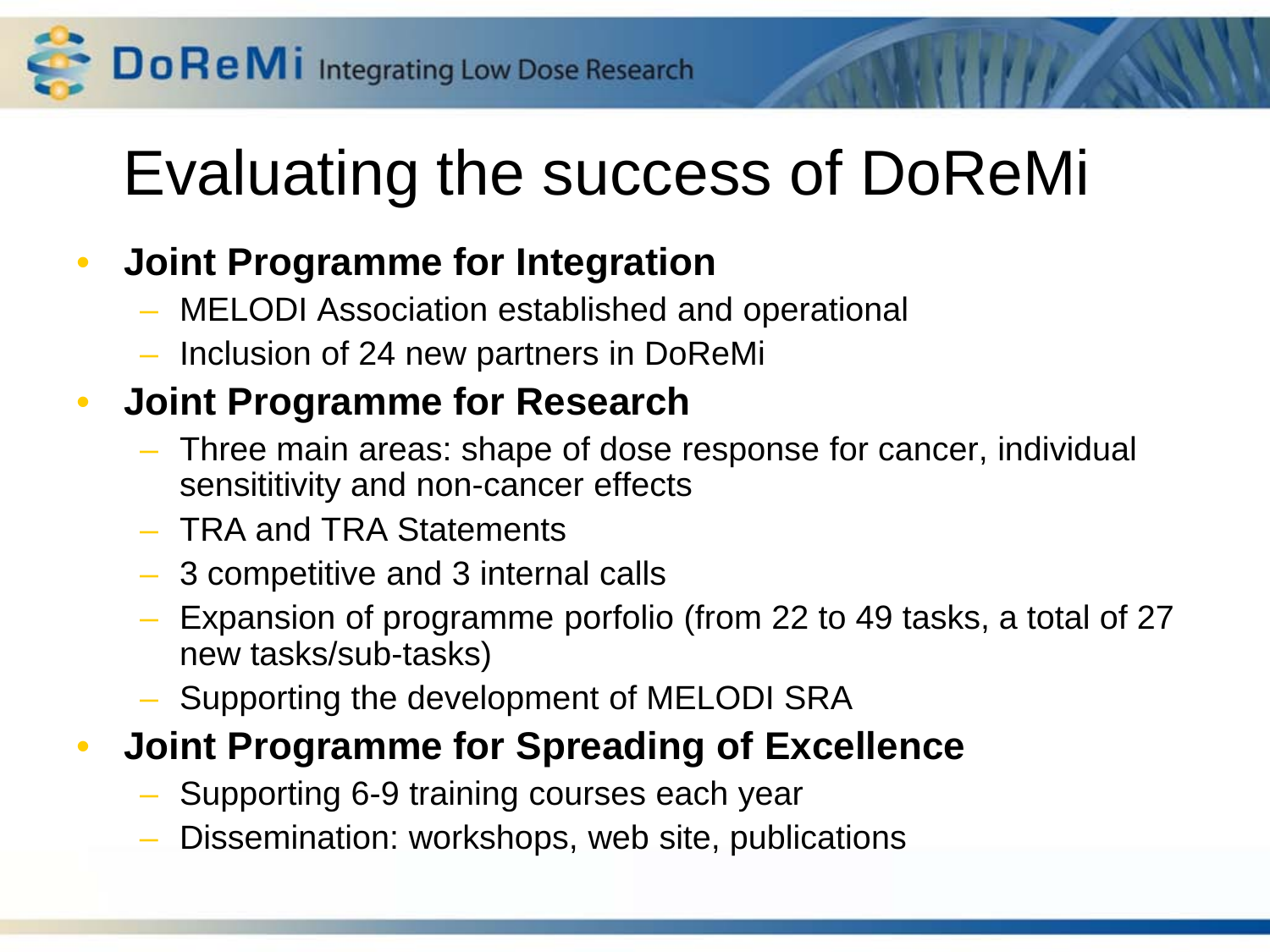# Evaluating the success of DoReMi

- **Joint Programme for Integration**
  - MELODI Association established and operational
  - Inclusion of 24 new partners in DoReMi
- **Joint Programme for Research**
  - Three main areas: shape of dose response for cancer, individual sensititivity and non-cancer effects
  - TRA and TRA Statements
  - 3 competitive and 3 internal calls
  - Expansion of programme porfolio (from 22 to 49 tasks, a total of 27 new tasks/sub-tasks)
  - Supporting the development of MELODI SRA
- **Joint Programme for Spreading of Excellence**
  - Supporting 6-9 training courses each year
  - Dissemination: workshops, web site, publications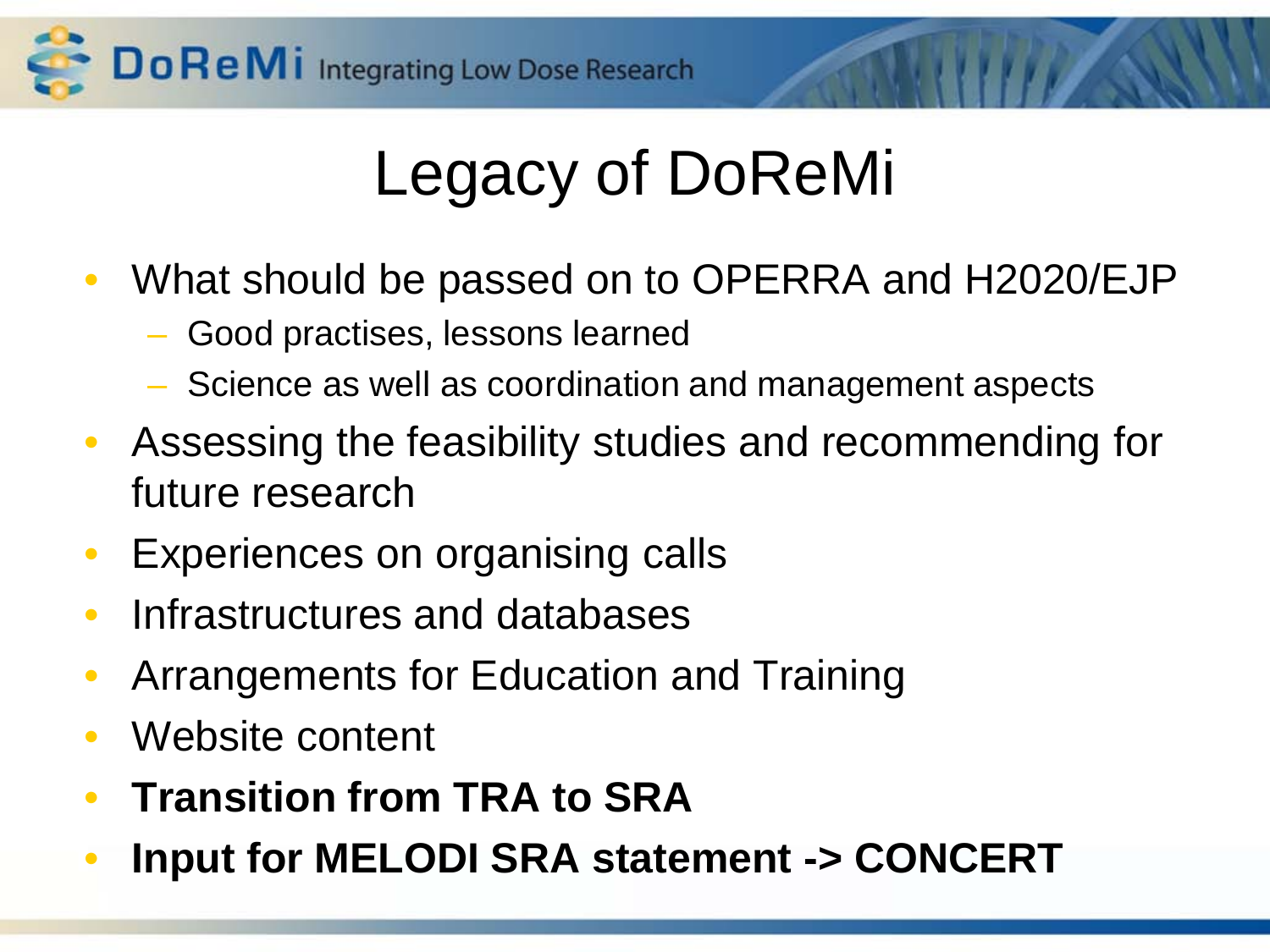# Legacy of DoReMi

- What should be passed on to OPERRA and H2020/EJP
  - Good practises, lessons learned
  - Science as well as coordination and management aspects
- Assessing the feasibility studies and recommending for future research
- Experiences on organising calls
- Infrastructures and databases
- Arrangements for Education and Training
- Website content
- **Transition from TRA to SRA**
- **Input for MELODI SRA statement -> CONCERT**